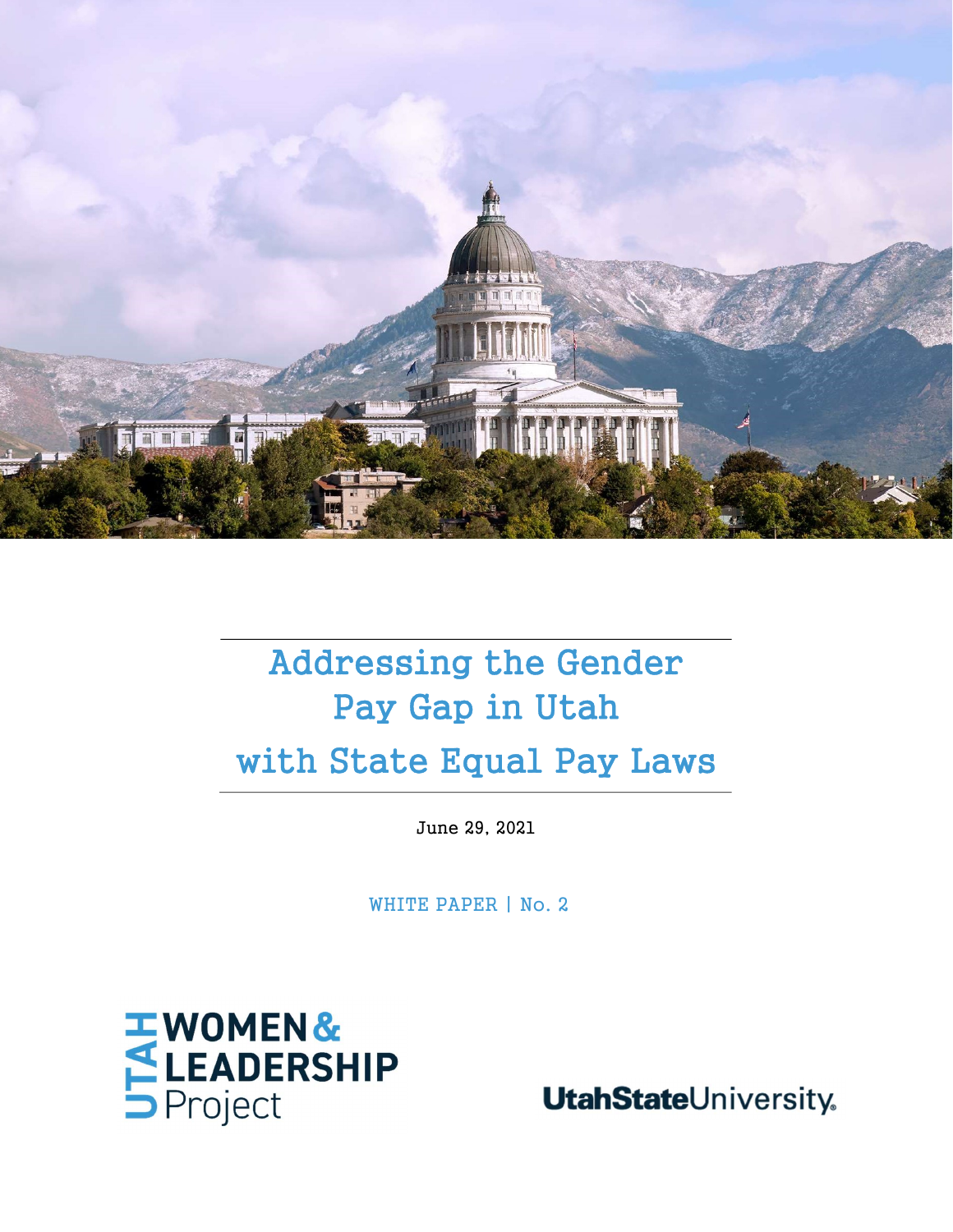# Addressing the Gender Pay Gap in Utah with State Equal Pay Laws

June 29, 2021

WHITE PAPER | No. 2

UTAH WOMEN & LEADERSHIP Project

UtahStateUniversity.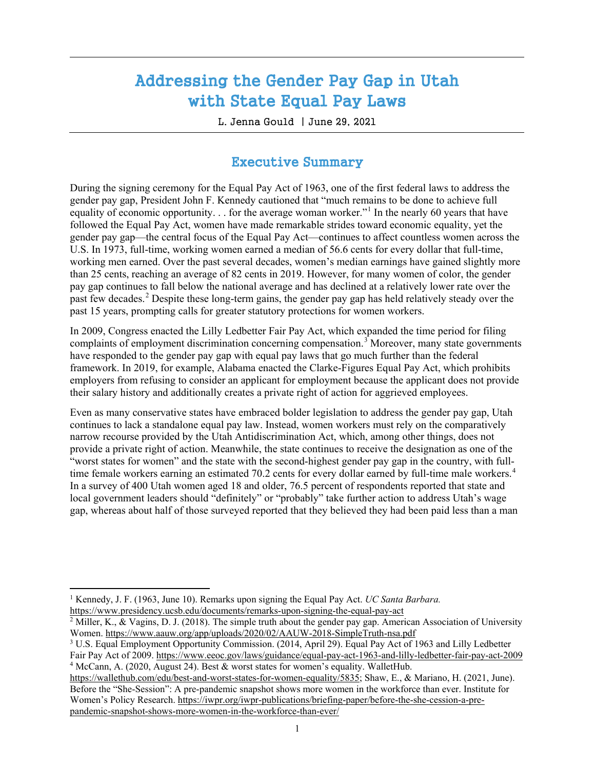# Addressing the Gender Pay Gap in Utah with State Equal Pay Laws

L. Jenna Gould | June 29, 2021

## Executive Summary

During the signing ceremony for the Equal Pay Act of 1963, one of the first federal laws to address the gender pay gap, President John F. Kennedy cautioned that "much remains to be done to achieve full equality of economic opportunity. . . for the average woman worker."[1] In the nearly 60 years that have followed the Equal Pay Act, women have made remarkable strides toward economic equality, yet the gender pay gap—the central focus of the Equal Pay Act—continues to affect countless women across the U.S. In 1973, full-time, working women earned a median of 56.6 cents for every dollar that full-time, working men earned. Over the past several decades, women's median earnings have gained slightly more than 25 cents, reaching an average of 82 cents in 2019. However, for many women of color, the gender pay gap continues to fall below the national average and has declined at a relatively lower rate over the past few decades.[2] Despite these long-term gains, the gender pay gap has held relatively steady over the past 15 years, prompting calls for greater statutory protections for women workers.

In 2009, Congress enacted the Lilly Ledbetter Fair Pay Act, which expanded the time period for filing complaints of employment discrimination concerning compensation.[3] Moreover, many state governments have responded to the gender pay gap with equal pay laws that go much further than the federal framework. In 2019, for example, Alabama enacted the Clarke-Figures Equal Pay Act, which prohibits employers from refusing to consider an applicant for employment because the applicant does not provide their salary history and additionally creates a private right of action for aggrieved employees.

Even as many conservative states have embraced bolder legislation to address the gender pay gap, Utah continues to lack a standalone equal pay law. Instead, women workers must rely on the comparatively narrow recourse provided by the Utah Antidiscrimination Act, which, among other things, does not provide a private right of action. Meanwhile, the state continues to receive the designation as one of the "worst states for women" and the state with the second-highest gender pay gap in the country, with full-time female workers earning an estimated 70.2 cents for every dollar earned by full-time male workers.[4] In a survey of 400 Utah women aged 18 and older, 76.5 percent of respondents reported that state and local government leaders should "definitely" or "probably" take further action to address Utah's wage gap, whereas about half of those surveyed reported that they believed they had been paid less than a man

---

[1] Kennedy, J. F. (1963, June 10). Remarks upon signing the Equal Pay Act. *UC Santa Barbara.* https://www.presidency.ucsb.edu/documents/remarks-upon-signing-the-equal-pay-act

[2] Miller, K., & Vagins, D. J. (2018). The simple truth about the gender pay gap. American Association of University Women. https://www.aauw.org/app/uploads/2020/02/AAUW-2018-SimpleTruth-nsa.pdf

[3] U.S. Equal Employment Opportunity Commission. (2014, April 29). Equal Pay Act of 1963 and Lilly Ledbetter Fair Pay Act of 2009. https://www.eeoc.gov/laws/guidance/equal-pay-act-1963-and-lilly-ledbetter-fair-pay-act-2009

[4] McCann, A. (2020, August 24). Best & worst states for women's equality. WalletHub. https://wallethub.com/edu/best-and-worst-states-for-women-equality/5835; Shaw, E., & Mariano, H. (2021, June). Before the "She-Session": A pre-pandemic snapshot shows more women in the workforce than ever. Institute for Women's Policy Research. https://iwpr.org/iwpr-publications/briefing-paper/before-the-she-cession-a-pre-pandemic-snapshot-shows-more-women-in-the-workforce-than-ever/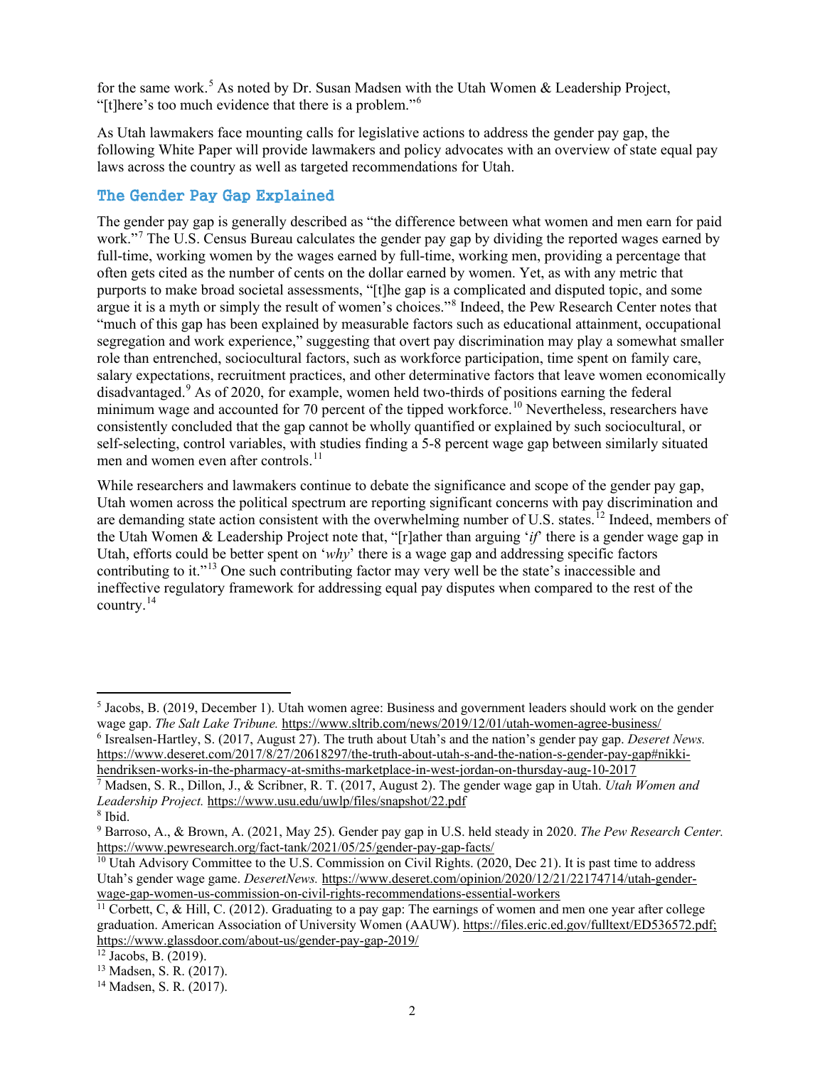for the same work.[5] As noted by Dr. Susan Madsen with the Utah Women & Leadership Project, "[t]here's too much evidence that there is a problem."[6]

As Utah lawmakers face mounting calls for legislative actions to address the gender pay gap, the following White Paper will provide lawmakers and policy advocates with an overview of state equal pay laws across the country as well as targeted recommendations for Utah.

## The Gender Pay Gap Explained

The gender pay gap is generally described as "the difference between what women and men earn for paid work."[7] The U.S. Census Bureau calculates the gender pay gap by dividing the reported wages earned by full-time, working women by the wages earned by full-time, working men, providing a percentage that often gets cited as the number of cents on the dollar earned by women. Yet, as with any metric that purports to make broad societal assessments, "[t]he gap is a complicated and disputed topic, and some argue it is a myth or simply the result of women's choices."[8] Indeed, the Pew Research Center notes that "much of this gap has been explained by measurable factors such as educational attainment, occupational segregation and work experience," suggesting that overt pay discrimination may play a somewhat smaller role than entrenched, sociocultural factors, such as workforce participation, time spent on family care, salary expectations, recruitment practices, and other determinative factors that leave women economically disadvantaged.[9] As of 2020, for example, women held two-thirds of positions earning the federal minimum wage and accounted for 70 percent of the tipped workforce.[10] Nevertheless, researchers have consistently concluded that the gap cannot be wholly quantified or explained by such sociocultural, or self-selecting, control variables, with studies finding a 5-8 percent wage gap between similarly situated men and women even after controls.[11]

While researchers and lawmakers continue to debate the significance and scope of the gender pay gap, Utah women across the political spectrum are reporting significant concerns with pay discrimination and are demanding state action consistent with the overwhelming number of U.S. states.[12] Indeed, members of the Utah Women & Leadership Project note that, "[r]ather than arguing '*if*' there is a gender wage gap in Utah, efforts could be better spent on '*why*' there is a wage gap and addressing specific factors contributing to it."[13] One such contributing factor may very well be the state's inaccessible and ineffective regulatory framework for addressing equal pay disputes when compared to the rest of the country.[14]

---

[5] Jacobs, B. (2019, December 1). Utah women agree: Business and government leaders should work on the gender wage gap. *The Salt Lake Tribune.* https://www.sltrib.com/news/2019/12/01/utah-women-agree-business/

[6] Isrealsen-Hartley, S. (2017, August 27). The truth about Utah's and the nation's gender pay gap. *Deseret News.* https://www.deseret.com/2017/8/27/20618297/the-truth-about-utah-s-and-the-nation-s-gender-pay-gap#nikki-hendriksen-works-in-the-pharmacy-at-smiths-marketplace-in-west-jordan-on-thursday-aug-10-2017

[7] Madsen, S. R., Dillon, J., & Scribner, R. T. (2017, August 2). The gender wage gap in Utah. *Utah Women and Leadership Project.* https://www.usu.edu/uwlp/files/snapshot/22.pdf

[8] Ibid.

[9] Barroso, A., & Brown, A. (2021, May 25). Gender pay gap in U.S. held steady in 2020. *The Pew Research Center.* https://www.pewresearch.org/fact-tank/2021/05/25/gender-pay-gap-facts/

[10] Utah Advisory Committee to the U.S. Commission on Civil Rights. (2020, Dec 21). It is past time to address Utah's gender wage game. *DeseretNews.* https://www.deseret.com/opinion/2020/12/21/22174714/utah-gender-wage-gap-women-us-commission-on-civil-rights-recommendations-essential-workers

[11] Corbett, C, & Hill, C. (2012). Graduating to a pay gap: The earnings of women and men one year after college graduation. American Association of University Women (AAUW). https://files.eric.ed.gov/fulltext/ED536572.pdf; https://www.glassdoor.com/about-us/gender-pay-gap-2019/

[12] Jacobs, B. (2019).

[13] Madsen, S. R. (2017).

[14] Madsen, S. R. (2017).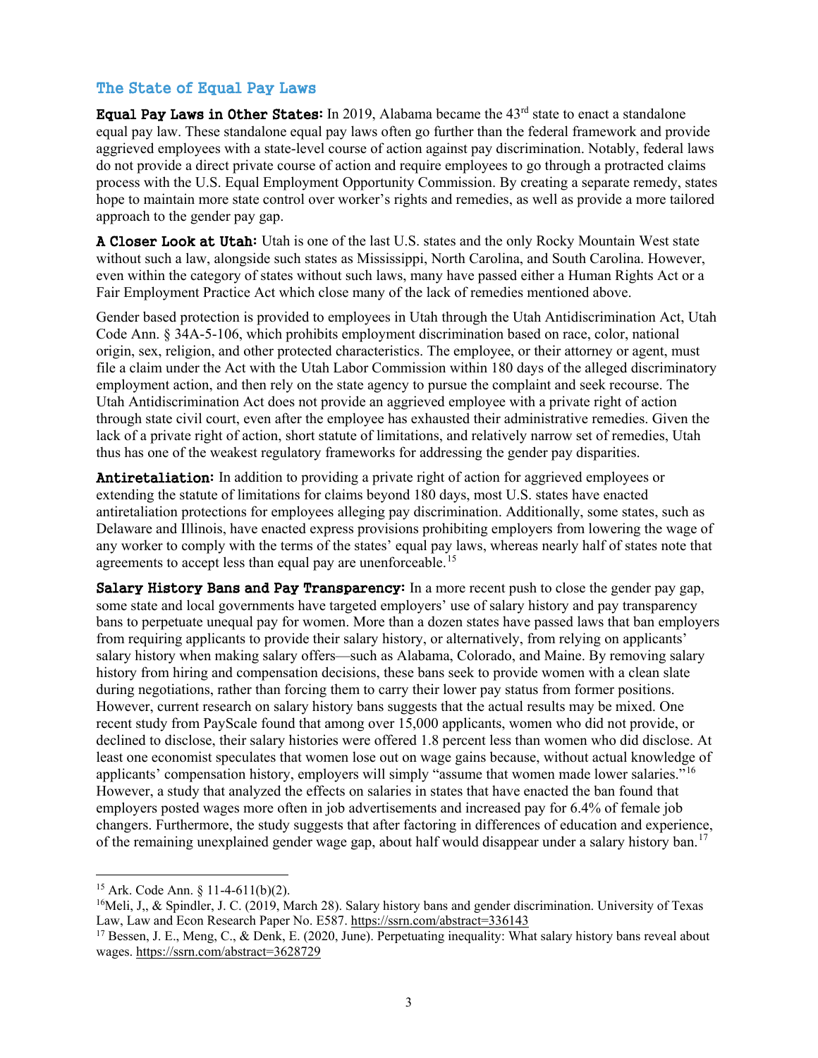## The State of Equal Pay Laws

**Equal Pay Laws in Other States:** In 2019, Alabama became the 43rd state to enact a standalone equal pay law. These standalone equal pay laws often go further than the federal framework and provide aggrieved employees with a state-level course of action against pay discrimination. Notably, federal laws do not provide a direct private course of action and require employees to go through a protracted claims process with the U.S. Equal Employment Opportunity Commission. By creating a separate remedy, states hope to maintain more state control over worker's rights and remedies, as well as provide a more tailored approach to the gender pay gap.

**A Closer Look at Utah:** Utah is one of the last U.S. states and the only Rocky Mountain West state without such a law, alongside such states as Mississippi, North Carolina, and South Carolina. However, even within the category of states without such laws, many have passed either a Human Rights Act or a Fair Employment Practice Act which close many of the lack of remedies mentioned above.

Gender based protection is provided to employees in Utah through the Utah Antidiscrimination Act, Utah Code Ann. § 34A-5-106, which prohibits employment discrimination based on race, color, national origin, sex, religion, and other protected characteristics. The employee, or their attorney or agent, must file a claim under the Act with the Utah Labor Commission within 180 days of the alleged discriminatory employment action, and then rely on the state agency to pursue the complaint and seek recourse. The Utah Antidiscrimination Act does not provide an aggrieved employee with a private right of action through state civil court, even after the employee has exhausted their administrative remedies. Given the lack of a private right of action, short statute of limitations, and relatively narrow set of remedies, Utah thus has one of the weakest regulatory frameworks for addressing the gender pay disparities.

**Antiretaliation:** In addition to providing a private right of action for aggrieved employees or extending the statute of limitations for claims beyond 180 days, most U.S. states have enacted antiretaliation protections for employees alleging pay discrimination. Additionally, some states, such as Delaware and Illinois, have enacted express provisions prohibiting employers from lowering the wage of any worker to comply with the terms of the states' equal pay laws, whereas nearly half of states note that agreements to accept less than equal pay are unenforceable.[15]

**Salary History Bans and Pay Transparency:** In a more recent push to close the gender pay gap, some state and local governments have targeted employers' use of salary history and pay transparency bans to perpetuate unequal pay for women. More than a dozen states have passed laws that ban employers from requiring applicants to provide their salary history, or alternatively, from relying on applicants' salary history when making salary offers—such as Alabama, Colorado, and Maine. By removing salary history from hiring and compensation decisions, these bans seek to provide women with a clean slate during negotiations, rather than forcing them to carry their lower pay status from former positions. However, current research on salary history bans suggests that the actual results may be mixed. One recent study from PayScale found that among over 15,000 applicants, women who did not provide, or declined to disclose, their salary histories were offered 1.8 percent less than women who did disclose. At least one economist speculates that women lose out on wage gains because, without actual knowledge of applicants' compensation history, employers will simply "assume that women made lower salaries."[16] However, a study that analyzed the effects on salaries in states that have enacted the ban found that employers posted wages more often in job advertisements and increased pay for 6.4% of female job changers. Furthermore, the study suggests that after factoring in differences of education and experience, of the remaining unexplained gender wage gap, about half would disappear under a salary history ban.[17]

---

[15] Ark. Code Ann. § 11-4-611(b)(2).

[16] Meli, J,, & Spindler, J. C. (2019, March 28). Salary history bans and gender discrimination. University of Texas Law, Law and Econ Research Paper No. E587. https://ssrn.com/abstract=336143

[17] Bessen, J. E., Meng, C., & Denk, E. (2020, June). Perpetuating inequality: What salary history bans reveal about wages. https://ssrn.com/abstract=3628729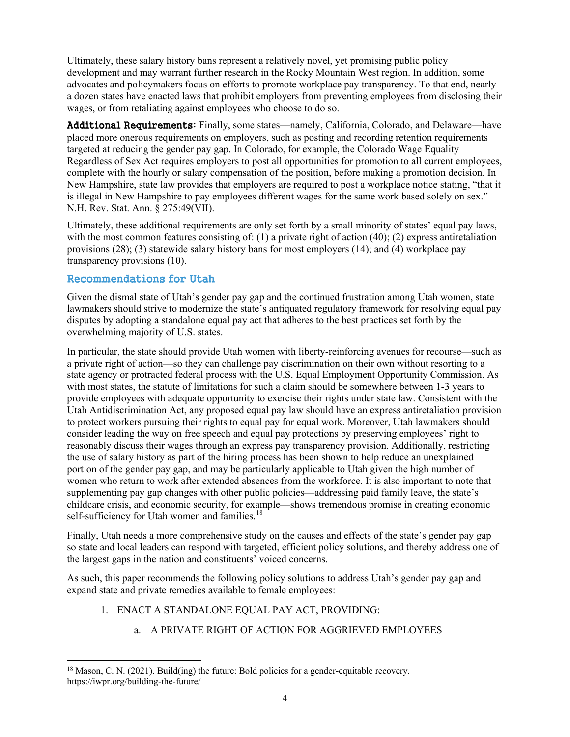Ultimately, these salary history bans represent a relatively novel, yet promising public policy development and may warrant further research in the Rocky Mountain West region. In addition, some advocates and policymakers focus on efforts to promote workplace pay transparency. To that end, nearly a dozen states have enacted laws that prohibit employers from preventing employees from disclosing their wages, or from retaliating against employees who choose to do so.

**Additional Requirements:** Finally, some states—namely, California, Colorado, and Delaware—have placed more onerous requirements on employers, such as posting and recording retention requirements targeted at reducing the gender pay gap. In Colorado, for example, the Colorado Wage Equality Regardless of Sex Act requires employers to post all opportunities for promotion to all current employees, complete with the hourly or salary compensation of the position, before making a promotion decision. In New Hampshire, state law provides that employers are required to post a workplace notice stating, "that it is illegal in New Hampshire to pay employees different wages for the same work based solely on sex." N.H. Rev. Stat. Ann. § 275:49(VII).

Ultimately, these additional requirements are only set forth by a small minority of states' equal pay laws, with the most common features consisting of: (1) a private right of action (40); (2) express antiretaliation provisions (28); (3) statewide salary history bans for most employers (14); and (4) workplace pay transparency provisions (10).

## Recommendations for Utah

Given the dismal state of Utah's gender pay gap and the continued frustration among Utah women, state lawmakers should strive to modernize the state's antiquated regulatory framework for resolving equal pay disputes by adopting a standalone equal pay act that adheres to the best practices set forth by the overwhelming majority of U.S. states.

In particular, the state should provide Utah women with liberty-reinforcing avenues for recourse—such as a private right of action—so they can challenge pay discrimination on their own without resorting to a state agency or protracted federal process with the U.S. Equal Employment Opportunity Commission. As with most states, the statute of limitations for such a claim should be somewhere between 1-3 years to provide employees with adequate opportunity to exercise their rights under state law. Consistent with the Utah Antidiscrimination Act, any proposed equal pay law should have an express antiretaliation provision to protect workers pursuing their rights to equal pay for equal work. Moreover, Utah lawmakers should consider leading the way on free speech and equal pay protections by preserving employees' right to reasonably discuss their wages through an express pay transparency provision. Additionally, restricting the use of salary history as part of the hiring process has been shown to help reduce an unexplained portion of the gender pay gap, and may be particularly applicable to Utah given the high number of women who return to work after extended absences from the workforce. It is also important to note that supplementing pay gap changes with other public policies—addressing paid family leave, the state's childcare crisis, and economic security, for example—shows tremendous promise in creating economic self-sufficiency for Utah women and families.[18]

Finally, Utah needs a more comprehensive study on the causes and effects of the state's gender pay gap so state and local leaders can respond with targeted, efficient policy solutions, and thereby address one of the largest gaps in the nation and constituents' voiced concerns.

As such, this paper recommends the following policy solutions to address Utah's gender pay gap and expand state and private remedies available to female employees:

1. ENACT A STANDALONE EQUAL PAY ACT, PROVIDING:
   a. A PRIVATE RIGHT OF ACTION FOR AGGRIEVED EMPLOYEES

[18] Mason, C. N. (2021). Build(ing) the future: Bold policies for a gender-equitable recovery. https://iwpr.org/building-the-future/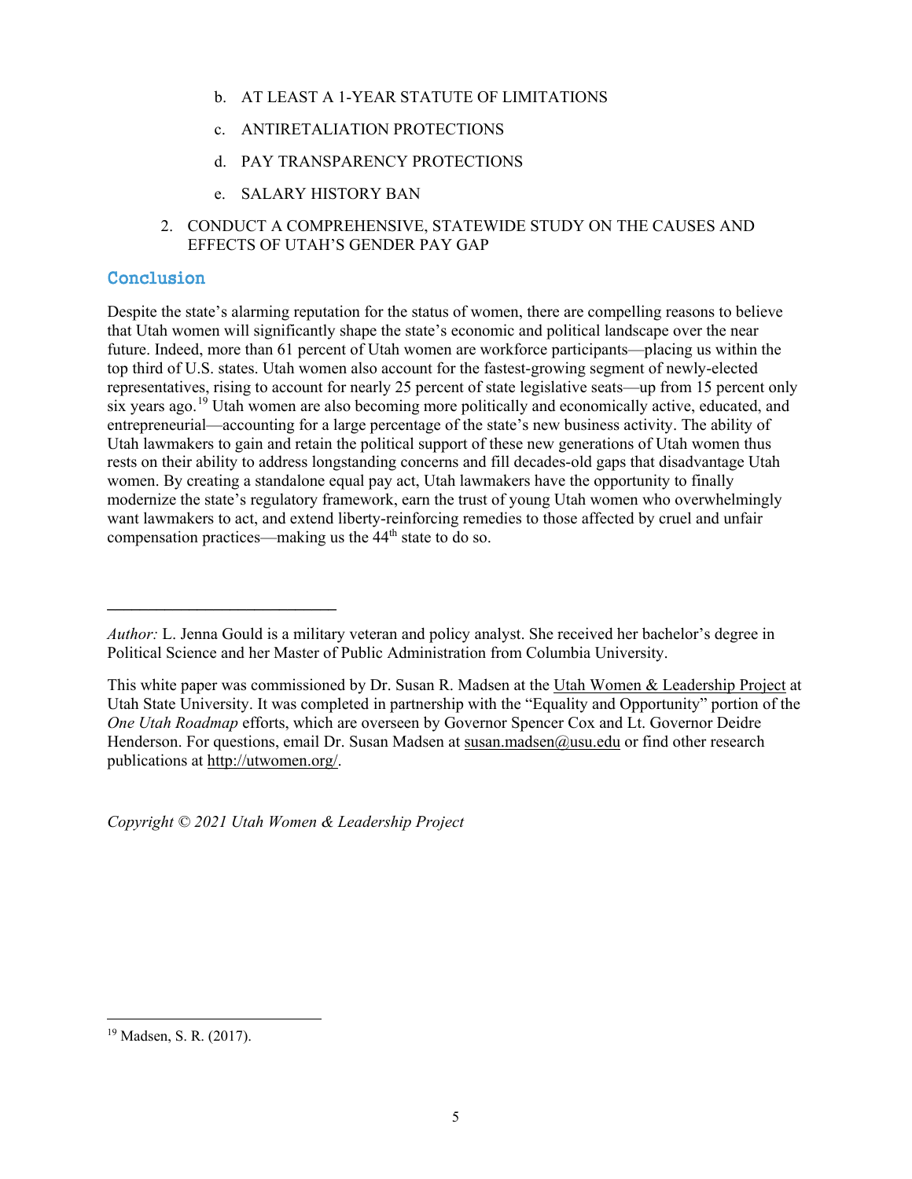b. AT LEAST A 1-YEAR STATUTE OF LIMITATIONS

c. ANTIRETALIATION PROTECTIONS

d. PAY TRANSPARENCY PROTECTIONS

e. SALARY HISTORY BAN

2. CONDUCT A COMPREHENSIVE, STATEWIDE STUDY ON THE CAUSES AND EFFECTS OF UTAH'S GENDER PAY GAP

## Conclusion

Despite the state's alarming reputation for the status of women, there are compelling reasons to believe that Utah women will significantly shape the state's economic and political landscape over the near future. Indeed, more than 61 percent of Utah women are workforce participants—placing us within the top third of U.S. states. Utah women also account for the fastest-growing segment of newly-elected representatives, rising to account for nearly 25 percent of state legislative seats—up from 15 percent only six years ago.[19] Utah women are also becoming more politically and economically active, educated, and entrepreneurial—accounting for a large percentage of the state's new business activity. The ability of Utah lawmakers to gain and retain the political support of these new generations of Utah women thus rests on their ability to address longstanding concerns and fill decades-old gaps that disadvantage Utah women. By creating a standalone equal pay act, Utah lawmakers have the opportunity to finally modernize the state's regulatory framework, earn the trust of young Utah women who overwhelmingly want lawmakers to act, and extend liberty-reinforcing remedies to those affected by cruel and unfair compensation practices—making us the 44th state to do so.

---

*Author:* L. Jenna Gould is a military veteran and policy analyst. She received her bachelor's degree in Political Science and her Master of Public Administration from Columbia University.

This white paper was commissioned by Dr. Susan R. Madsen at the Utah Women & Leadership Project at Utah State University. It was completed in partnership with the "Equality and Opportunity" portion of the *One Utah Roadmap* efforts, which are overseen by Governor Spencer Cox and Lt. Governor Deidre Henderson. For questions, email Dr. Susan Madsen at susan.madsen@usu.edu or find other research publications at http://utwomen.org/.

*Copyright © 2021 Utah Women & Leadership Project*

---

[19] Madsen, S. R. (2017).